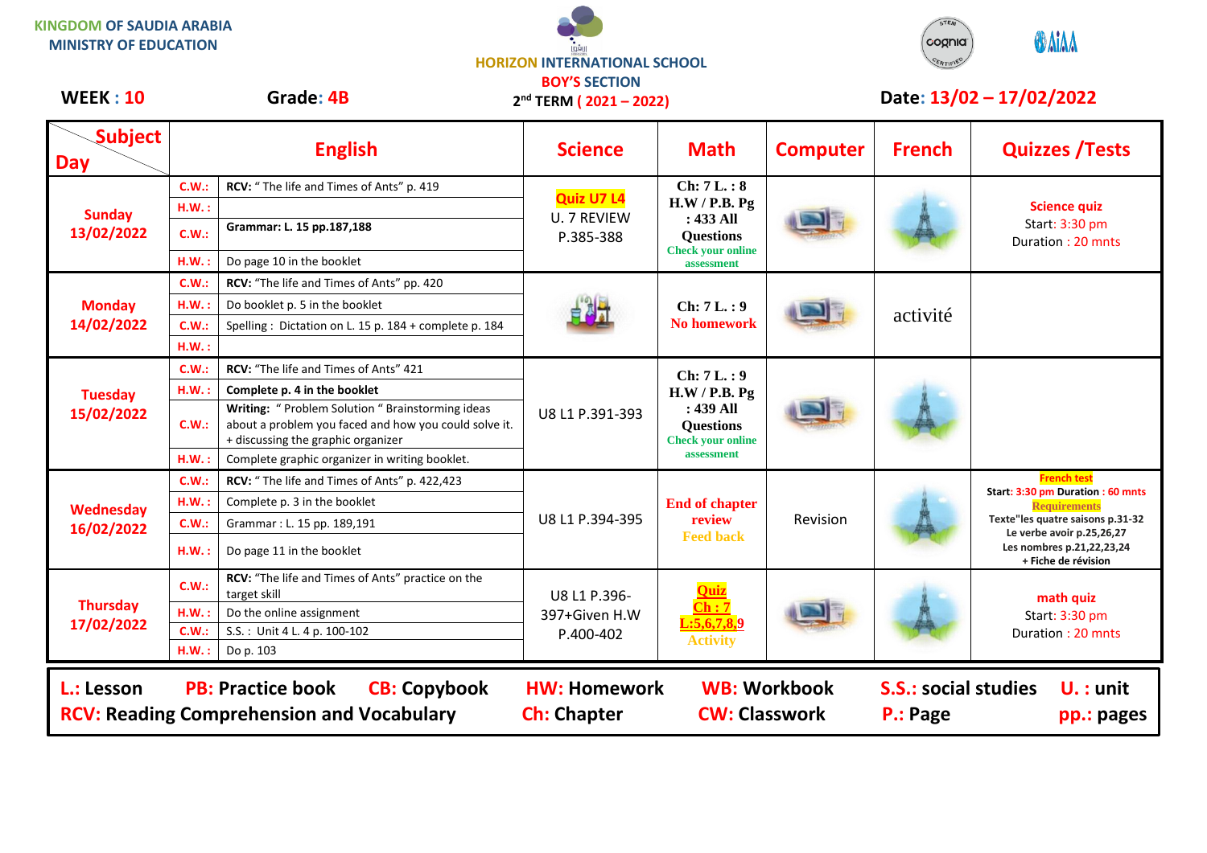KINGDOM OF SAUDIA ARABIA
MINISTRY OF EDUCATION

HORIZON INTERNATIONAL SCHOOL
BOY'S SECTION
2nd TERM ( 2021 – 2022)

**WEEK : 10** **Grade: 4B** **Date: 13/02 – 17/02/2022**

| Subject / Day | | English | Science | Math | Computer | French | Quizzes /Tests |
|---|---|---|---|---|---|---|---|
| **Sunday 13/02/2022** | C.W.: | **RCV:** " The life and Times of Ants" p. 419 | **Quiz U7 L4** U. 7 REVIEW P.385-388 | **Ch: 7 L. : 8 H.W / P.B. Pg : 433 All Questions** Check your online assessment | | | **Science quiz** Start: 3:30 pm Duration : 20 mnts |
| | H.W. : | | | | | | |
| | C.W.: | **Grammar: L. 15 pp.187,188** | | | | | |
| | H.W. : | Do page 10 in the booklet | | | | | |
| **Monday 14/02/2022** | C.W.: | **RCV:** "The life and Times of Ants" pp. 420 | | **Ch: 7 L. : 9** No homework | | activité | |
| | H.W. : | Do booklet p. 5 in the booklet | | | | | |
| | C.W.: | Spelling : Dictation on L. 15 p. 184 + complete p. 184 | | | | | |
| | H.W. : | | | | | | |
| **Tuesday 15/02/2022** | C.W.: | **RCV:** "The life and Times of Ants" 421 | U8 L1 P.391-393 | **Ch: 7 L. : 9 H.W / P.B. Pg : 439 All Questions** Check your online assessment | | | |
| | H.W. : | **Complete p. 4 in the booklet** | | | | | |
| | C.W.: | **Writing:** " Problem Solution " Brainstorming ideas about a problem you faced and how you could solve it. + discussing the graphic organizer | | | | | |
| | H.W. : | Complete graphic organizer in writing booklet. | | | | | |
| **Wednesday 16/02/2022** | C.W.: | **RCV:** " The life and Times of Ants" p. 422,423 | U8 L1 P.394-395 | **End of chapter review** Feed back | Revision | | **French test** **Start: 3:30 pm Duration : 60 mnts** **Requirements** **Texte"les quatre saisons p.31-32 Le verbe avoir p.25,26,27 Les nombres p.21,22,23,24 + Fiche de révision** |
| | H.W. : | Complete p. 3 in the booklet | | | | | |
| | C.W.: | Grammar : L. 15 pp. 189,191 | | | | | |
| | H.W. : | Do page 11 in the booklet | | | | | |
| **Thursday 17/02/2022** | C.W.: | **RCV:** "The life and Times of Ants" practice on the target skill | U8 L1 P.396-397+Given H.W P.400-402 | **Quiz Ch : 7 L:5,6,7,8,9** Activity | | | **math quiz** Start: 3:30 pm Duration : 20 mnts |
| | H.W. : | Do the online assignment | | | | | |
| | C.W.: | S.S. : Unit 4 L. 4 p. 100-102 | | | | | |
| | H.W. : | Do p. 103 | | | | | |

**L.: Lesson** **PB: Practice book** **CB: Copybook** **HW: Homework** **WB: Workbook** **S.S.: social studies** **U. : unit**
**RCV: Reading Comprehension and Vocabulary** **Ch: Chapter** **CW: Classwork** **P.: Page** **pp.: pages**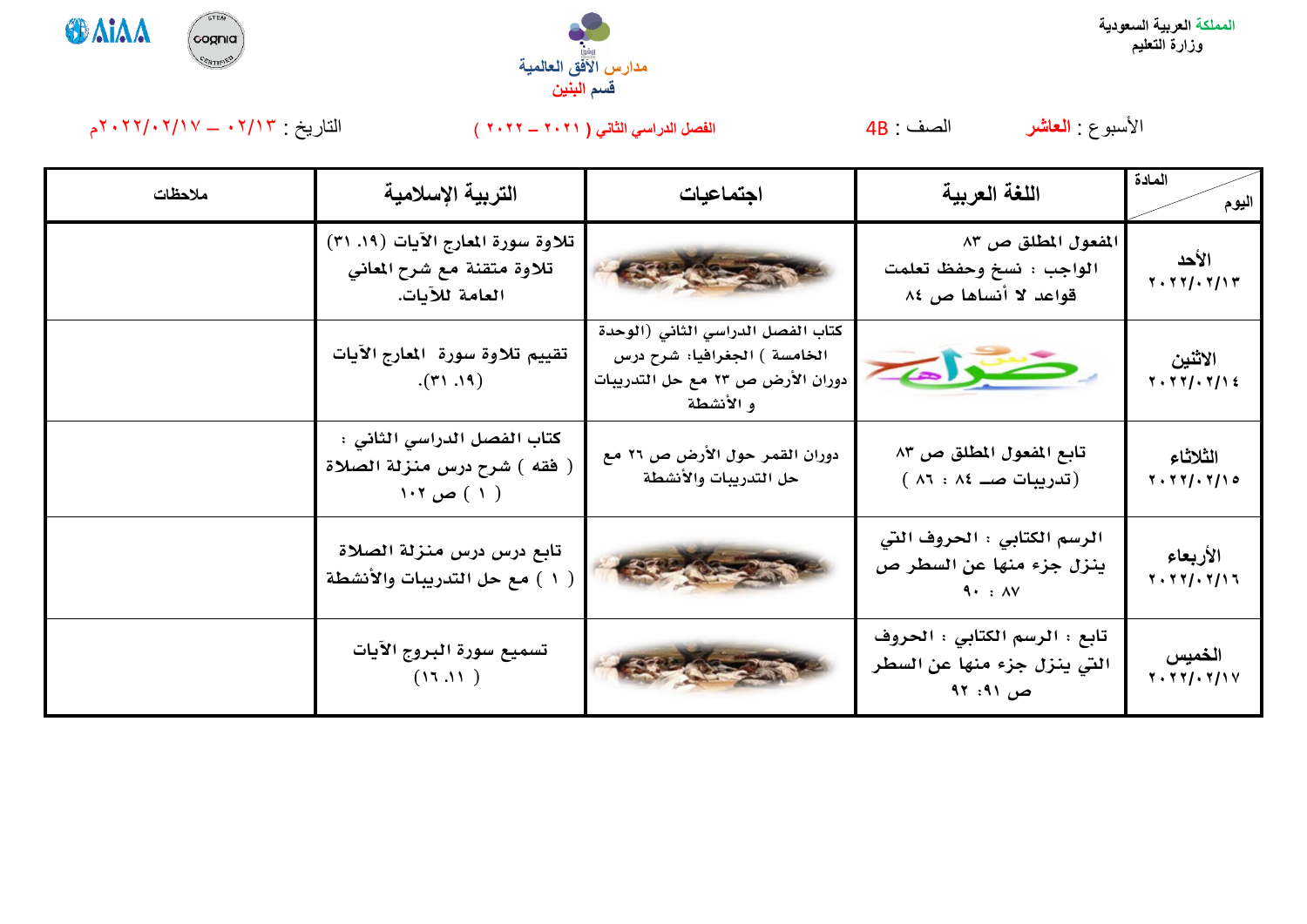المملكة العربية السعودية
وزارة التعليم

مدارس الأفق العالمية
قسم البنين

الأسبوع : العاشر　　الصف : 4B　　الفصل الدراسي الثاني ( ٢٠٢١ ـ ٢٠٢٢ )　　التاريخ : ٠٢/١٣ ـ ٢٠٢٢/٠٢/١٧م

| المادة / اليوم | اللغة العربية | اجتماعيات | التربية الإسلامية | ملاحظات |
|---|---|---|---|---|
| الأحد ٢٠٢٢/٠٢/١٣ | المفعول المطلق ص ٨٣ الواجب : نسخ وحفظ تعلمت قواعد لا أنساها ص ٨٤ | | تلاوة سورة المعارج الآيات (١٩، ٣١) تلاوة متقنة مع شرح المعاني العامة للآيات. | |
| الاثنين ٢٠٢٢/٠٢/١٤ | | كتاب الفصل الدراسي الثاني (الوحدة الخامسة ) الجغرافيا: شرح درس دوران الأرض ص ٢٣ مع حل التدريبات و الأنشطة | تقييم تلاوة سورة المعارج الآيات (١٩، ٣١). | |
| الثلاثاء ٢٠٢٢/٠٢/١٥ | تابع المفعول المطلق ص ٨٣ (تدريبات صـ ٨٤ : ٨٦ ) | دوران القمر حول الأرض ص ٢٦ مع حل التدريبات والأنشطة | كتاب الفصل الدراسي الثاني : ( فقه ) شرح درس منزلة الصلاة ( ١ ) ص ١٠٢ | |
| الأربعاء ٢٠٢٢/٠٢/١٦ | الرسم الكتابي : الحروف التي ينزل جزء منها عن السطر ص ٨٧ : ٩٠ | | تابع درس منزلة الصلاة ( ١ ) مع حل التدريبات والأنشطة | |
| الخميس ٢٠٢٢/٠٢/١٧ | تابع : الرسم الكتابي : الحروف التي ينزل جزء منها عن السطر ص ٩١: ٩٢ | | تسميع سورة البروج الآيات ( ١١، ١٦) | |